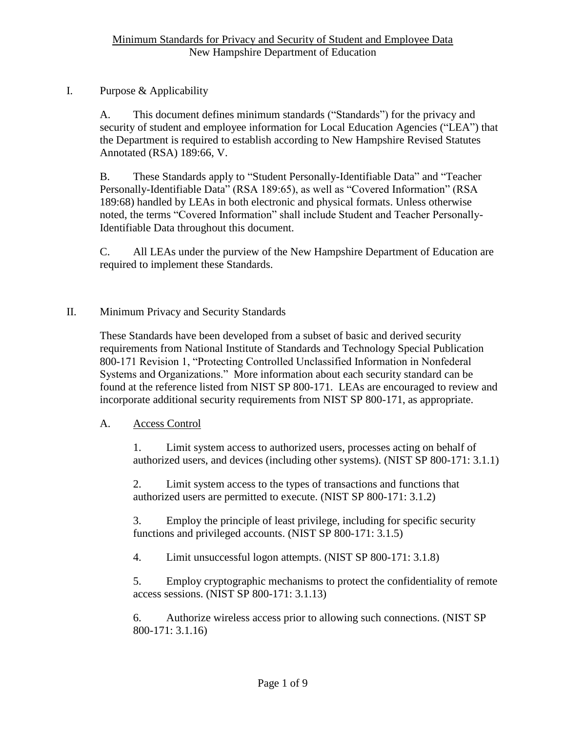# Minimum Standards for Privacy and Security of Student and Employee Data
New Hampshire Department of Education

## I. Purpose & Applicability

A. This document defines minimum standards ("Standards") for the privacy and security of student and employee information for Local Education Agencies ("LEA") that the Department is required to establish according to New Hampshire Revised Statutes Annotated (RSA) 189:66, V.

B. These Standards apply to "Student Personally-Identifiable Data" and "Teacher Personally-Identifiable Data" (RSA 189:65), as well as "Covered Information" (RSA 189:68) handled by LEAs in both electronic and physical formats. Unless otherwise noted, the terms "Covered Information" shall include Student and Teacher Personally-Identifiable Data throughout this document.

C. All LEAs under the purview of the New Hampshire Department of Education are required to implement these Standards.

## II. Minimum Privacy and Security Standards

These Standards have been developed from a subset of basic and derived security requirements from National Institute of Standards and Technology Special Publication 800-171 Revision 1, "Protecting Controlled Unclassified Information in Nonfederal Systems and Organizations." More information about each security standard can be found at the reference listed from NIST SP 800-171. LEAs are encouraged to review and incorporate additional security requirements from NIST SP 800-171, as appropriate.

### A. Access Control

1. Limit system access to authorized users, processes acting on behalf of authorized users, and devices (including other systems). (NIST SP 800-171: 3.1.1)

2. Limit system access to the types of transactions and functions that authorized users are permitted to execute. (NIST SP 800-171: 3.1.2)

3. Employ the principle of least privilege, including for specific security functions and privileged accounts. (NIST SP 800-171: 3.1.5)

4. Limit unsuccessful logon attempts. (NIST SP 800-171: 3.1.8)

5. Employ cryptographic mechanisms to protect the confidentiality of remote access sessions. (NIST SP 800-171: 3.1.13)

6. Authorize wireless access prior to allowing such connections. (NIST SP 800-171: 3.1.16)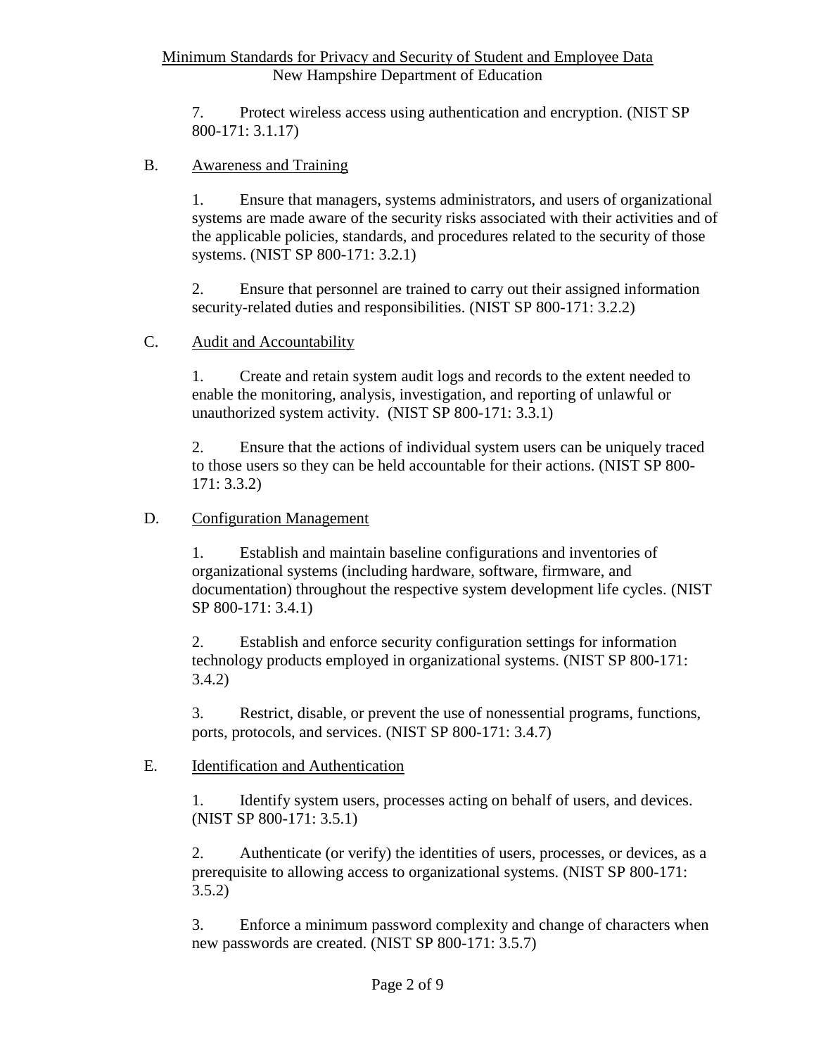7. Protect wireless access using authentication and encryption. (NIST SP 800-171: 3.1.17)

B. Awareness and Training

1. Ensure that managers, systems administrators, and users of organizational systems are made aware of the security risks associated with their activities and of the applicable policies, standards, and procedures related to the security of those systems. (NIST SP 800-171: 3.2.1)

2. Ensure that personnel are trained to carry out their assigned information security-related duties and responsibilities. (NIST SP 800-171: 3.2.2)

C. Audit and Accountability

1. Create and retain system audit logs and records to the extent needed to enable the monitoring, analysis, investigation, and reporting of unlawful or unauthorized system activity. (NIST SP 800-171: 3.3.1)

2. Ensure that the actions of individual system users can be uniquely traced to those users so they can be held accountable for their actions. (NIST SP 800-171: 3.3.2)

D. Configuration Management

1. Establish and maintain baseline configurations and inventories of organizational systems (including hardware, software, firmware, and documentation) throughout the respective system development life cycles. (NIST SP 800-171: 3.4.1)

2. Establish and enforce security configuration settings for information technology products employed in organizational systems. (NIST SP 800-171: 3.4.2)

3. Restrict, disable, or prevent the use of nonessential programs, functions, ports, protocols, and services. (NIST SP 800-171: 3.4.7)

E. Identification and Authentication

1. Identify system users, processes acting on behalf of users, and devices. (NIST SP 800-171: 3.5.1)

2. Authenticate (or verify) the identities of users, processes, or devices, as a prerequisite to allowing access to organizational systems. (NIST SP 800-171: 3.5.2)

3. Enforce a minimum password complexity and change of characters when new passwords are created. (NIST SP 800-171: 3.5.7)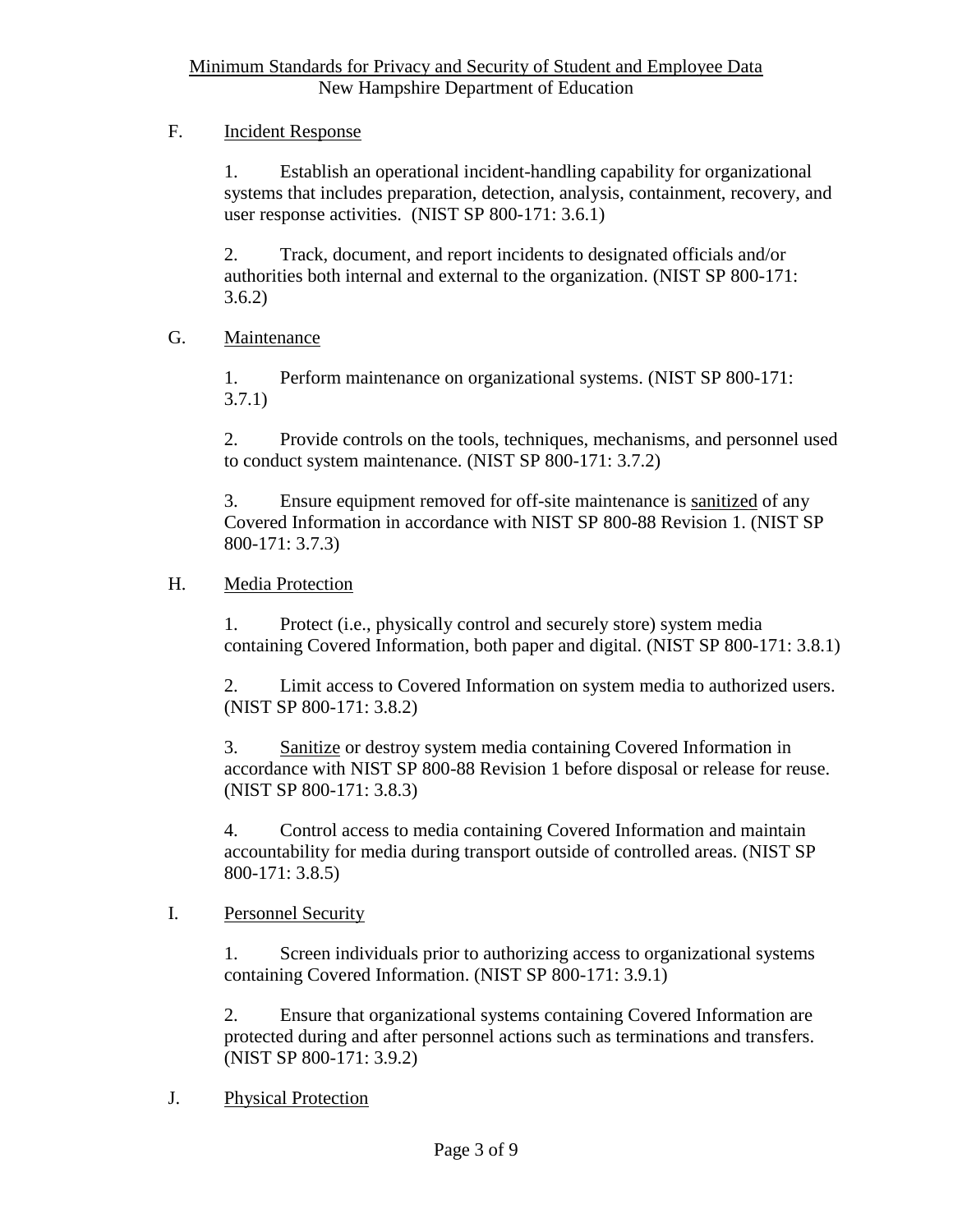F. Incident Response

1. Establish an operational incident-handling capability for organizational systems that includes preparation, detection, analysis, containment, recovery, and user response activities. (NIST SP 800-171: 3.6.1)

2. Track, document, and report incidents to designated officials and/or authorities both internal and external to the organization. (NIST SP 800-171: 3.6.2)

G. Maintenance

1. Perform maintenance on organizational systems. (NIST SP 800-171: 3.7.1)

2. Provide controls on the tools, techniques, mechanisms, and personnel used to conduct system maintenance. (NIST SP 800-171: 3.7.2)

3. Ensure equipment removed for off-site maintenance is sanitized of any Covered Information in accordance with NIST SP 800-88 Revision 1. (NIST SP 800-171: 3.7.3)

H. Media Protection

1. Protect (i.e., physically control and securely store) system media containing Covered Information, both paper and digital. (NIST SP 800-171: 3.8.1)

2. Limit access to Covered Information on system media to authorized users. (NIST SP 800-171: 3.8.2)

3. Sanitize or destroy system media containing Covered Information in accordance with NIST SP 800-88 Revision 1 before disposal or release for reuse. (NIST SP 800-171: 3.8.3)

4. Control access to media containing Covered Information and maintain accountability for media during transport outside of controlled areas. (NIST SP 800-171: 3.8.5)

I. Personnel Security

1. Screen individuals prior to authorizing access to organizational systems containing Covered Information. (NIST SP 800-171: 3.9.1)

2. Ensure that organizational systems containing Covered Information are protected during and after personnel actions such as terminations and transfers. (NIST SP 800-171: 3.9.2)

J. Physical Protection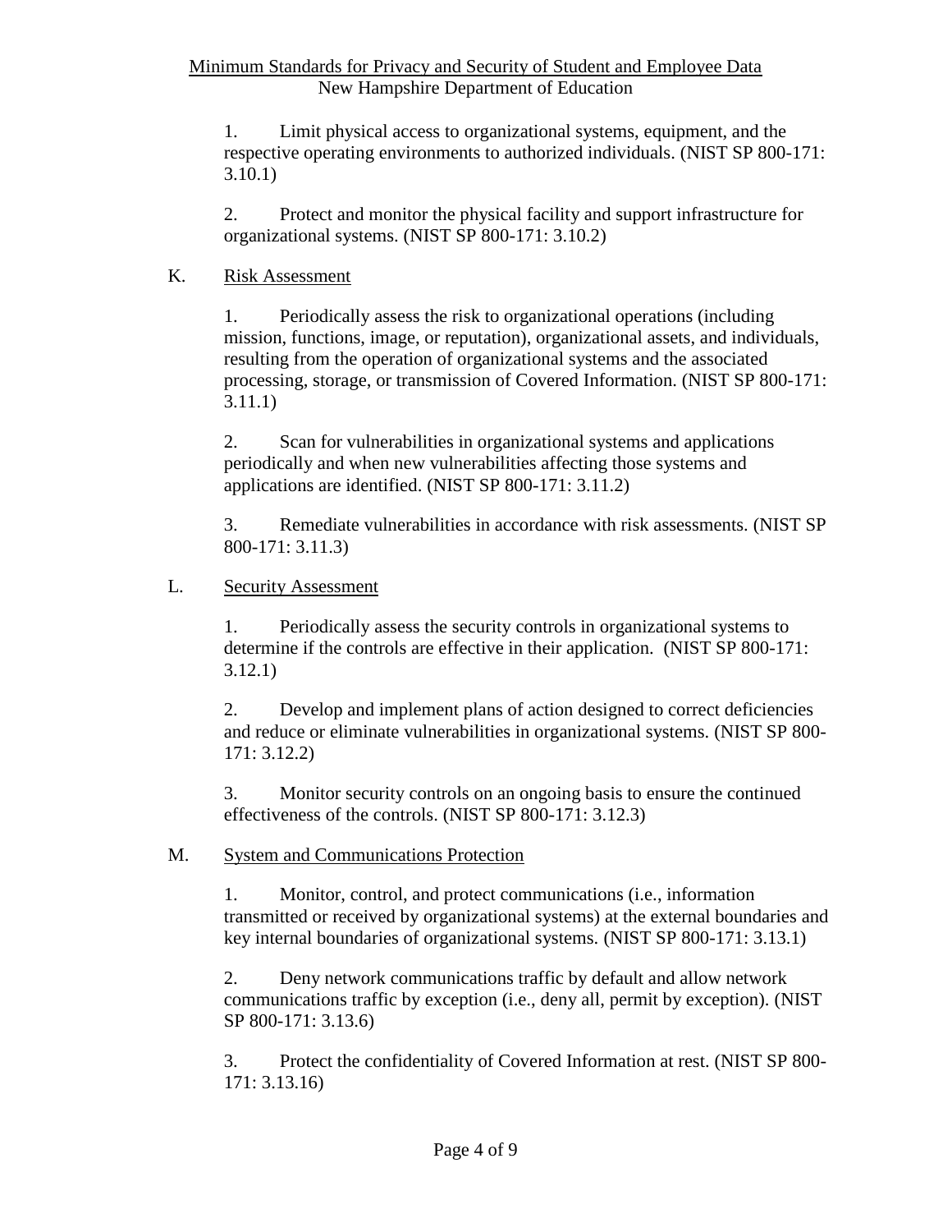1. Limit physical access to organizational systems, equipment, and the respective operating environments to authorized individuals. (NIST SP 800-171: 3.10.1)

2. Protect and monitor the physical facility and support infrastructure for organizational systems. (NIST SP 800-171: 3.10.2)

K. Risk Assessment

1. Periodically assess the risk to organizational operations (including mission, functions, image, or reputation), organizational assets, and individuals, resulting from the operation of organizational systems and the associated processing, storage, or transmission of Covered Information. (NIST SP 800-171: 3.11.1)

2. Scan for vulnerabilities in organizational systems and applications periodically and when new vulnerabilities affecting those systems and applications are identified. (NIST SP 800-171: 3.11.2)

3. Remediate vulnerabilities in accordance with risk assessments. (NIST SP 800-171: 3.11.3)

L. Security Assessment

1. Periodically assess the security controls in organizational systems to determine if the controls are effective in their application. (NIST SP 800-171: 3.12.1)

2. Develop and implement plans of action designed to correct deficiencies and reduce or eliminate vulnerabilities in organizational systems. (NIST SP 800-171: 3.12.2)

3. Monitor security controls on an ongoing basis to ensure the continued effectiveness of the controls. (NIST SP 800-171: 3.12.3)

M. System and Communications Protection

1. Monitor, control, and protect communications (i.e., information transmitted or received by organizational systems) at the external boundaries and key internal boundaries of organizational systems. (NIST SP 800-171: 3.13.1)

2. Deny network communications traffic by default and allow network communications traffic by exception (i.e., deny all, permit by exception). (NIST SP 800-171: 3.13.6)

3. Protect the confidentiality of Covered Information at rest. (NIST SP 800-171: 3.13.16)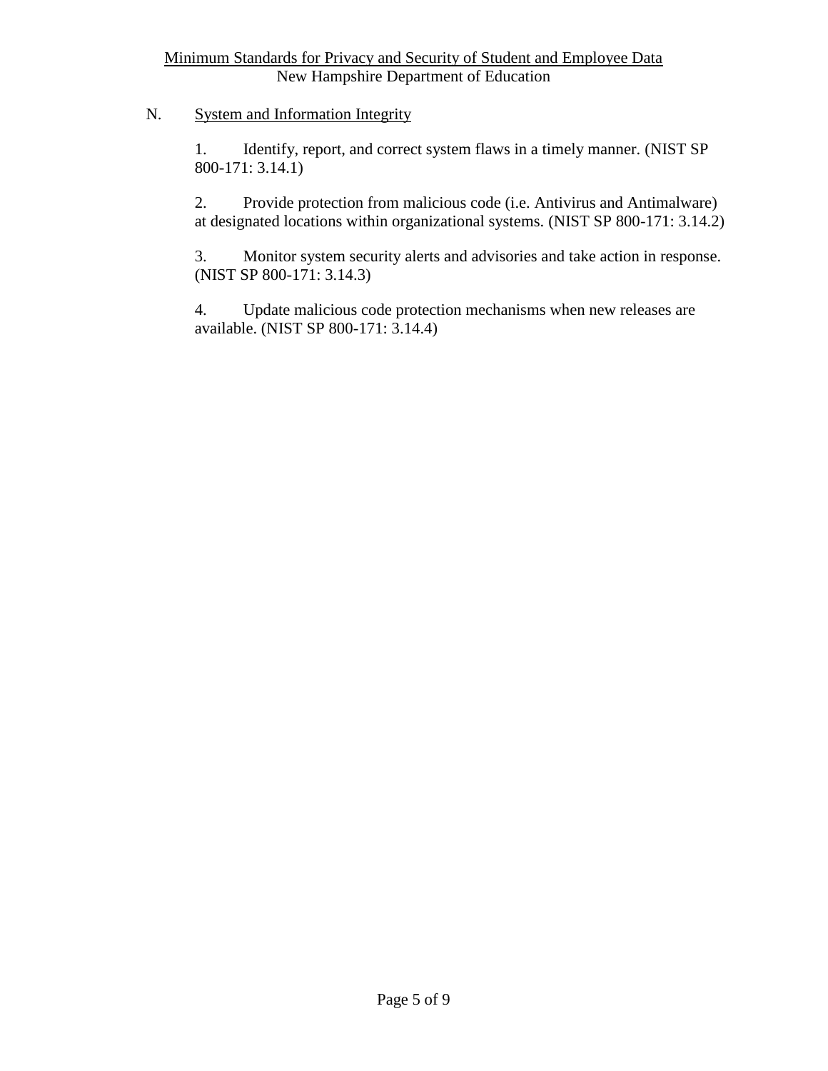N. System and Information Integrity

1. Identify, report, and correct system flaws in a timely manner. (NIST SP 800-171: 3.14.1)

2. Provide protection from malicious code (i.e. Antivirus and Antimalware) at designated locations within organizational systems. (NIST SP 800-171: 3.14.2)

3. Monitor system security alerts and advisories and take action in response. (NIST SP 800-171: 3.14.3)

4. Update malicious code protection mechanisms when new releases are available. (NIST SP 800-171: 3.14.4)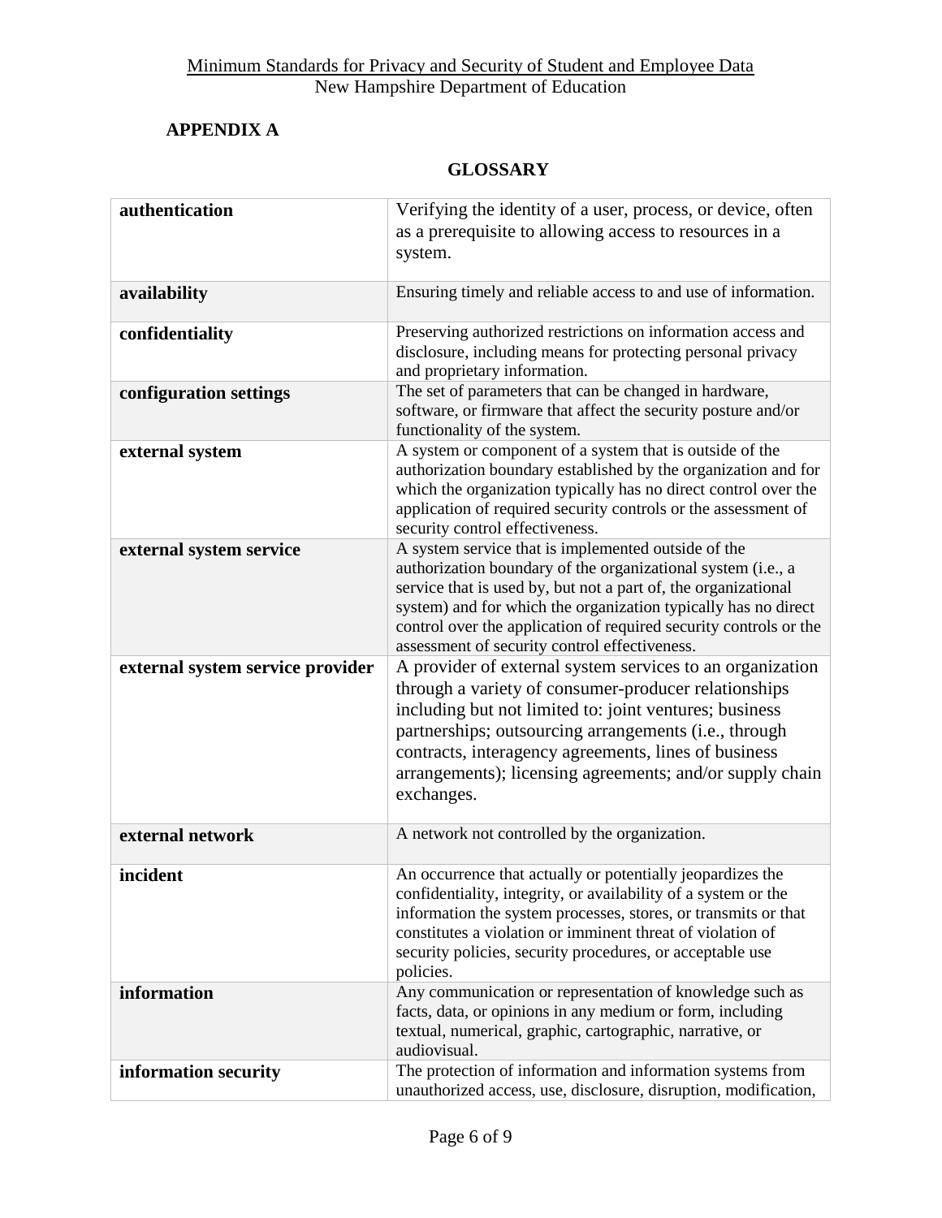## APPENDIX A

### GLOSSARY

| | |
|---|---|
| **authentication** | Verifying the identity of a user, process, or device, often as a prerequisite to allowing access to resources in a system. |
| **availability** | Ensuring timely and reliable access to and use of information. |
| **confidentiality** | Preserving authorized restrictions on information access and disclosure, including means for protecting personal privacy and proprietary information. |
| **configuration settings** | The set of parameters that can be changed in hardware, software, or firmware that affect the security posture and/or functionality of the system. |
| **external system** | A system or component of a system that is outside of the authorization boundary established by the organization and for which the organization typically has no direct control over the application of required security controls or the assessment of security control effectiveness. |
| **external system service** | A system service that is implemented outside of the authorization boundary of the organizational system (i.e., a service that is used by, but not a part of, the organizational system) and for which the organization typically has no direct control over the application of required security controls or the assessment of security control effectiveness. |
| **external system service provider** | A provider of external system services to an organization through a variety of consumer-producer relationships including but not limited to: joint ventures; business partnerships; outsourcing arrangements (i.e., through contracts, interagency agreements, lines of business arrangements); licensing agreements; and/or supply chain exchanges. |
| **external network** | A network not controlled by the organization. |
| **incident** | An occurrence that actually or potentially jeopardizes the confidentiality, integrity, or availability of a system or the information the system processes, stores, or transmits or that constitutes a violation or imminent threat of violation of security policies, security procedures, or acceptable use policies. |
| **information** | Any communication or representation of knowledge such as facts, data, or opinions in any medium or form, including textual, numerical, graphic, cartographic, narrative, or audiovisual. |
| **information security** | The protection of information and information systems from unauthorized access, use, disclosure, disruption, modification, |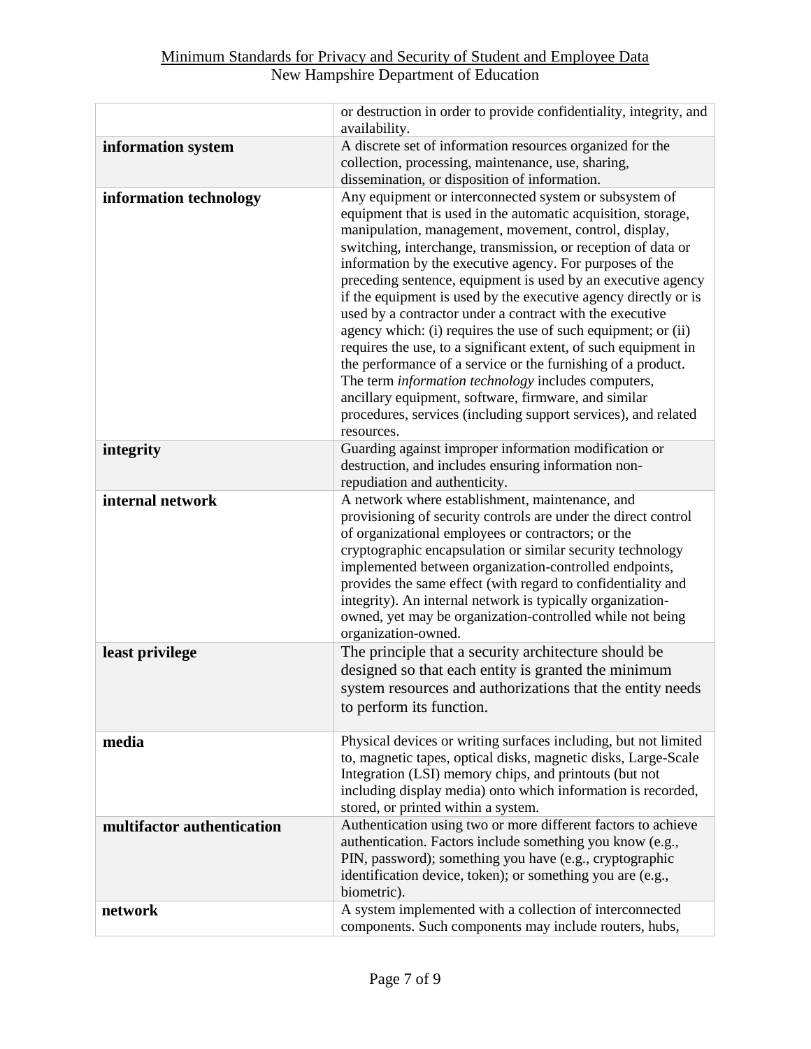| | |
|---|---|
| | or destruction in order to provide confidentiality, integrity, and availability. |
| **information system** | A discrete set of information resources organized for the collection, processing, maintenance, use, sharing, dissemination, or disposition of information. |
| **information technology** | Any equipment or interconnected system or subsystem of equipment that is used in the automatic acquisition, storage, manipulation, management, movement, control, display, switching, interchange, transmission, or reception of data or information by the executive agency. For purposes of the preceding sentence, equipment is used by an executive agency if the equipment is used by the executive agency directly or is used by a contractor under a contract with the executive agency which: (i) requires the use of such equipment; or (ii) requires the use, to a significant extent, of such equipment in the performance of a service or the furnishing of a product. The term *information technology* includes computers, ancillary equipment, software, firmware, and similar procedures, services (including support services), and related resources. |
| **integrity** | Guarding against improper information modification or destruction, and includes ensuring information non-repudiation and authenticity. |
| **internal network** | A network where establishment, maintenance, and provisioning of security controls are under the direct control of organizational employees or contractors; or the cryptographic encapsulation or similar security technology implemented between organization-controlled endpoints, provides the same effect (with regard to confidentiality and integrity). An internal network is typically organization-owned, yet may be organization-controlled while not being organization-owned. |
| **least privilege** | The principle that a security architecture should be designed so that each entity is granted the minimum system resources and authorizations that the entity needs to perform its function. |
| **media** | Physical devices or writing surfaces including, but not limited to, magnetic tapes, optical disks, magnetic disks, Large-Scale Integration (LSI) memory chips, and printouts (but not including display media) onto which information is recorded, stored, or printed within a system. |
| **multifactor authentication** | Authentication using two or more different factors to achieve authentication. Factors include something you know (e.g., PIN, password); something you have (e.g., cryptographic identification device, token); or something you are (e.g., biometric). |
| **network** | A system implemented with a collection of interconnected components. Such components may include routers, hubs, |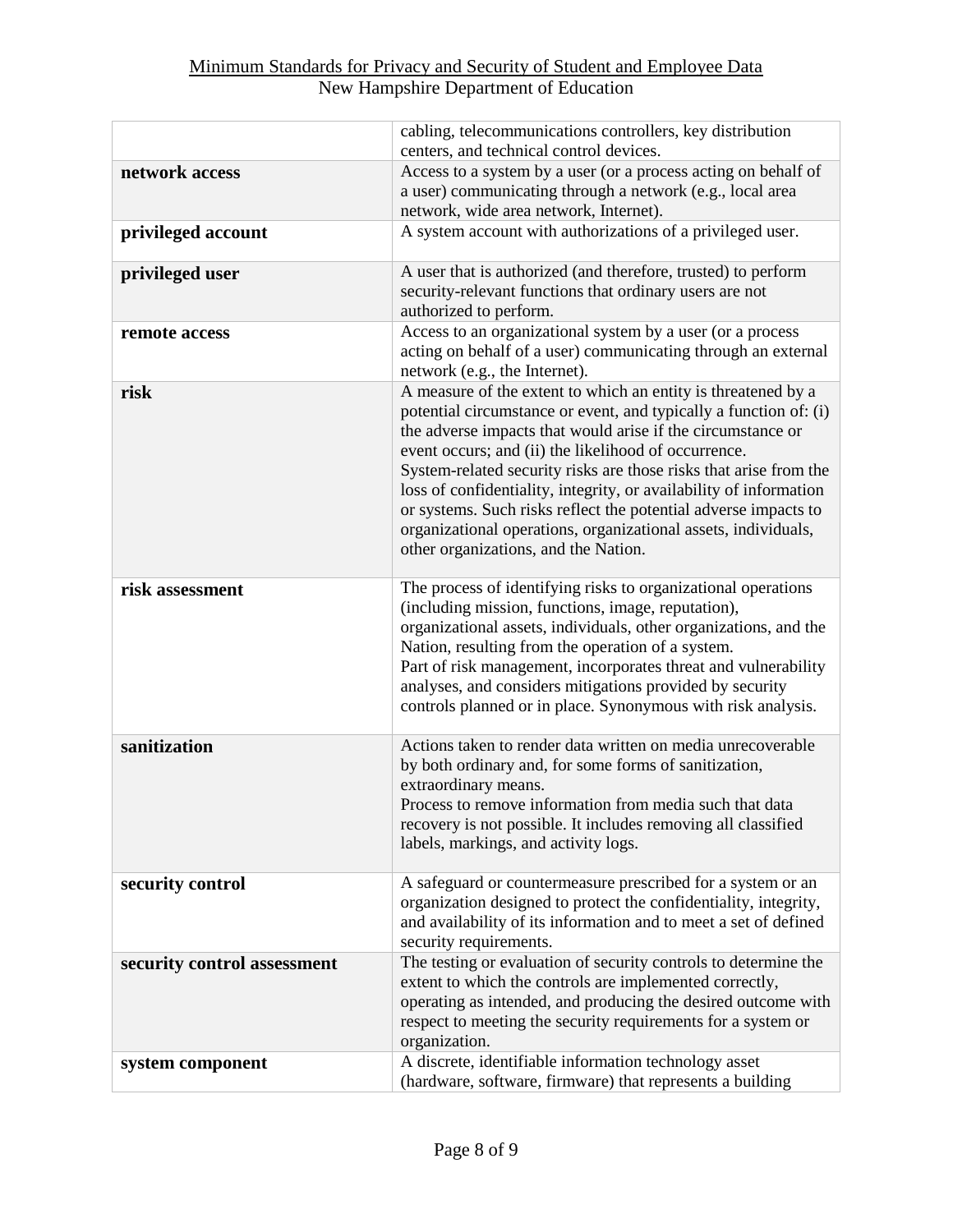| | |
|---|---|
| | cabling, telecommunications controllers, key distribution centers, and technical control devices. |
| **network access** | Access to a system by a user (or a process acting on behalf of a user) communicating through a network (e.g., local area network, wide area network, Internet). |
| **privileged account** | A system account with authorizations of a privileged user. |
| **privileged user** | A user that is authorized (and therefore, trusted) to perform security-relevant functions that ordinary users are not authorized to perform. |
| **remote access** | Access to an organizational system by a user (or a process acting on behalf of a user) communicating through an external network (e.g., the Internet). |
| **risk** | A measure of the extent to which an entity is threatened by a potential circumstance or event, and typically a function of: (i) the adverse impacts that would arise if the circumstance or event occurs; and (ii) the likelihood of occurrence. System-related security risks are those risks that arise from the loss of confidentiality, integrity, or availability of information or systems. Such risks reflect the potential adverse impacts to organizational operations, organizational assets, individuals, other organizations, and the Nation. |
| **risk assessment** | The process of identifying risks to organizational operations (including mission, functions, image, reputation), organizational assets, individuals, other organizations, and the Nation, resulting from the operation of a system. Part of risk management, incorporates threat and vulnerability analyses, and considers mitigations provided by security controls planned or in place. Synonymous with risk analysis. |
| **sanitization** | Actions taken to render data written on media unrecoverable by both ordinary and, for some forms of sanitization, extraordinary means. Process to remove information from media such that data recovery is not possible. It includes removing all classified labels, markings, and activity logs. |
| **security control** | A safeguard or countermeasure prescribed for a system or an organization designed to protect the confidentiality, integrity, and availability of its information and to meet a set of defined security requirements. |
| **security control assessment** | The testing or evaluation of security controls to determine the extent to which the controls are implemented correctly, operating as intended, and producing the desired outcome with respect to meeting the security requirements for a system or organization. |
| **system component** | A discrete, identifiable information technology asset (hardware, software, firmware) that represents a building |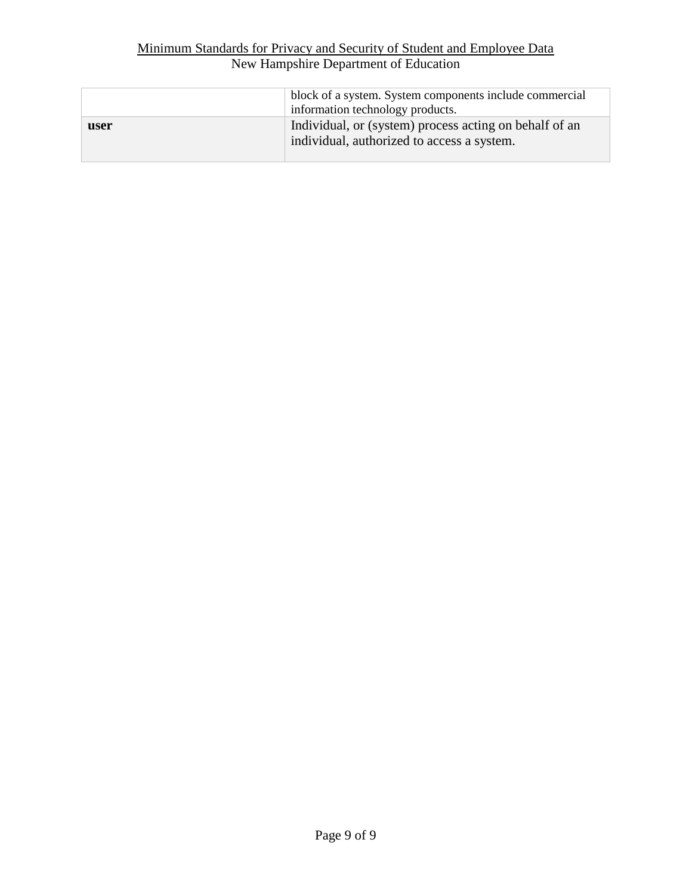| | |
|---|---|
| | block of a system. System components include commercial information technology products. |
| **user** | Individual, or (system) process acting on behalf of an individual, authorized to access a system. |